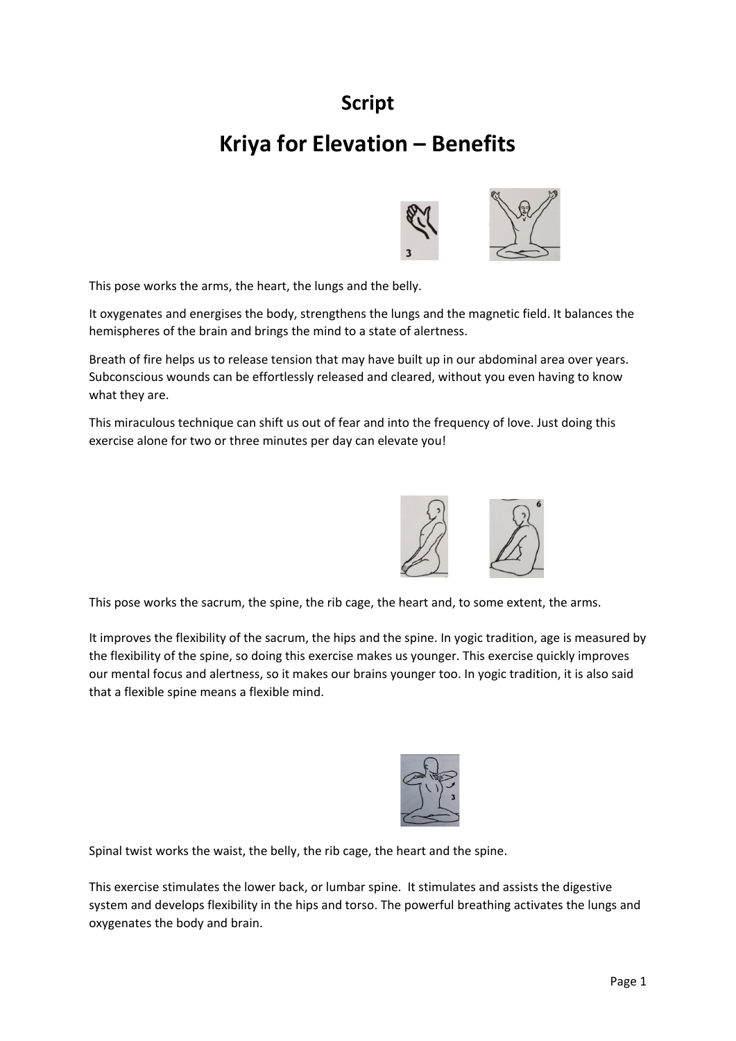# Script

# Kriya for Elevation – Benefits

This pose works the arms, the heart, the lungs and the belly.

It oxygenates and energises the body, strengthens the lungs and the magnetic field. It balances the hemispheres of the brain and brings the mind to a state of alertness.

Breath of fire helps us to release tension that may have built up in our abdominal area over years. Subconscious wounds can be effortlessly released and cleared, without you even having to know what they are.

This miraculous technique can shift us out of fear and into the frequency of love. Just doing this exercise alone for two or three minutes per day can elevate you!

This pose works the sacrum, the spine, the rib cage, the heart and, to some extent, the arms.

It improves the flexibility of the sacrum, the hips and the spine. In yogic tradition, age is measured by the flexibility of the spine, so doing this exercise makes us younger. This exercise quickly improves our mental focus and alertness, so it makes our brains younger too. In yogic tradition, it is also said that a flexible spine means a flexible mind.

Spinal twist works the waist, the belly, the rib cage, the heart and the spine.

This exercise stimulates the lower back, or lumbar spine. It stimulates and assists the digestive system and develops flexibility in the hips and torso. The powerful breathing activates the lungs and oxygenates the body and brain.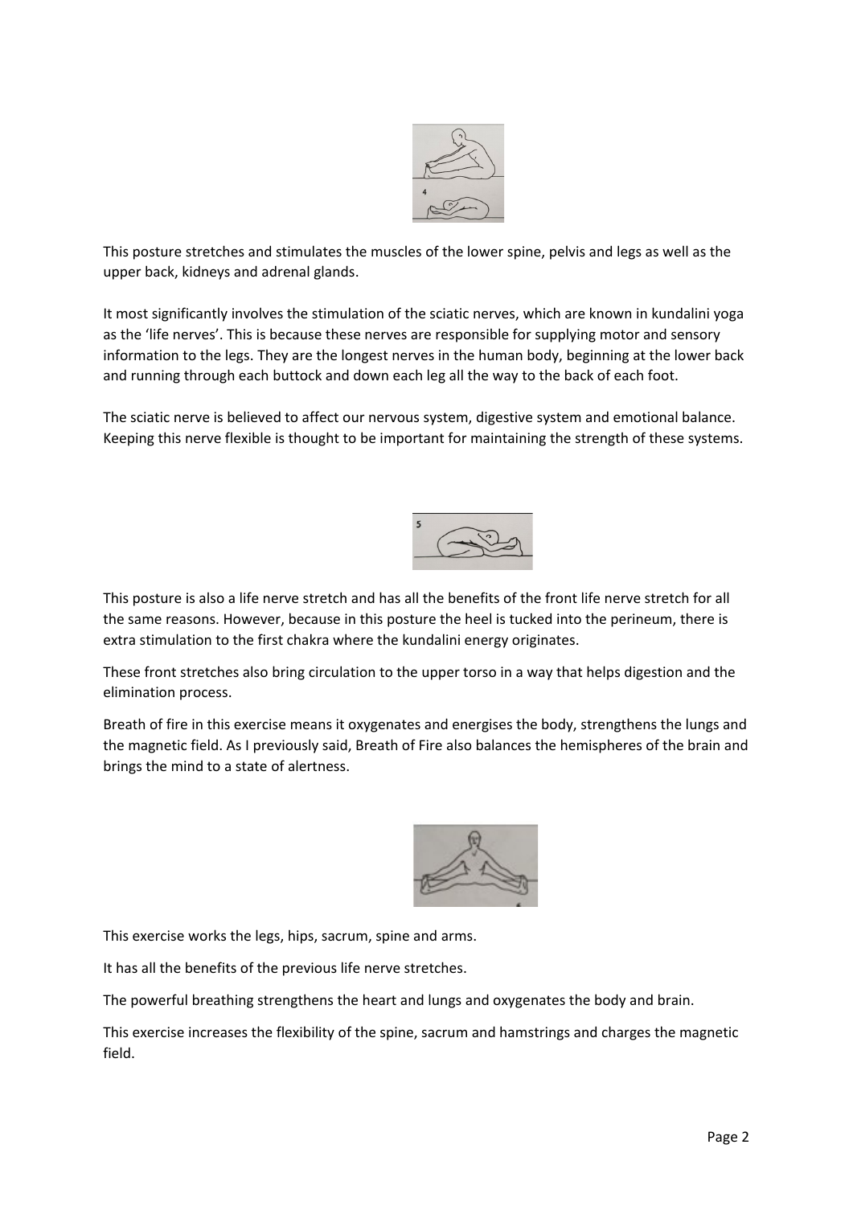This posture stretches and stimulates the muscles of the lower spine, pelvis and legs as well as the upper back, kidneys and adrenal glands.

It most significantly involves the stimulation of the sciatic nerves, which are known in kundalini yoga as the 'life nerves'. This is because these nerves are responsible for supplying motor and sensory information to the legs. They are the longest nerves in the human body, beginning at the lower back and running through each buttock and down each leg all the way to the back of each foot.

The sciatic nerve is believed to affect our nervous system, digestive system and emotional balance. Keeping this nerve flexible is thought to be important for maintaining the strength of these systems.

This posture is also a life nerve stretch and has all the benefits of the front life nerve stretch for all the same reasons. However, because in this posture the heel is tucked into the perineum, there is extra stimulation to the first chakra where the kundalini energy originates.

These front stretches also bring circulation to the upper torso in a way that helps digestion and the elimination process.

Breath of fire in this exercise means it oxygenates and energises the body, strengthens the lungs and the magnetic field. As I previously said, Breath of Fire also balances the hemispheres of the brain and brings the mind to a state of alertness.

This exercise works the legs, hips, sacrum, spine and arms.

It has all the benefits of the previous life nerve stretches.

The powerful breathing strengthens the heart and lungs and oxygenates the body and brain.

This exercise increases the flexibility of the spine, sacrum and hamstrings and charges the magnetic field.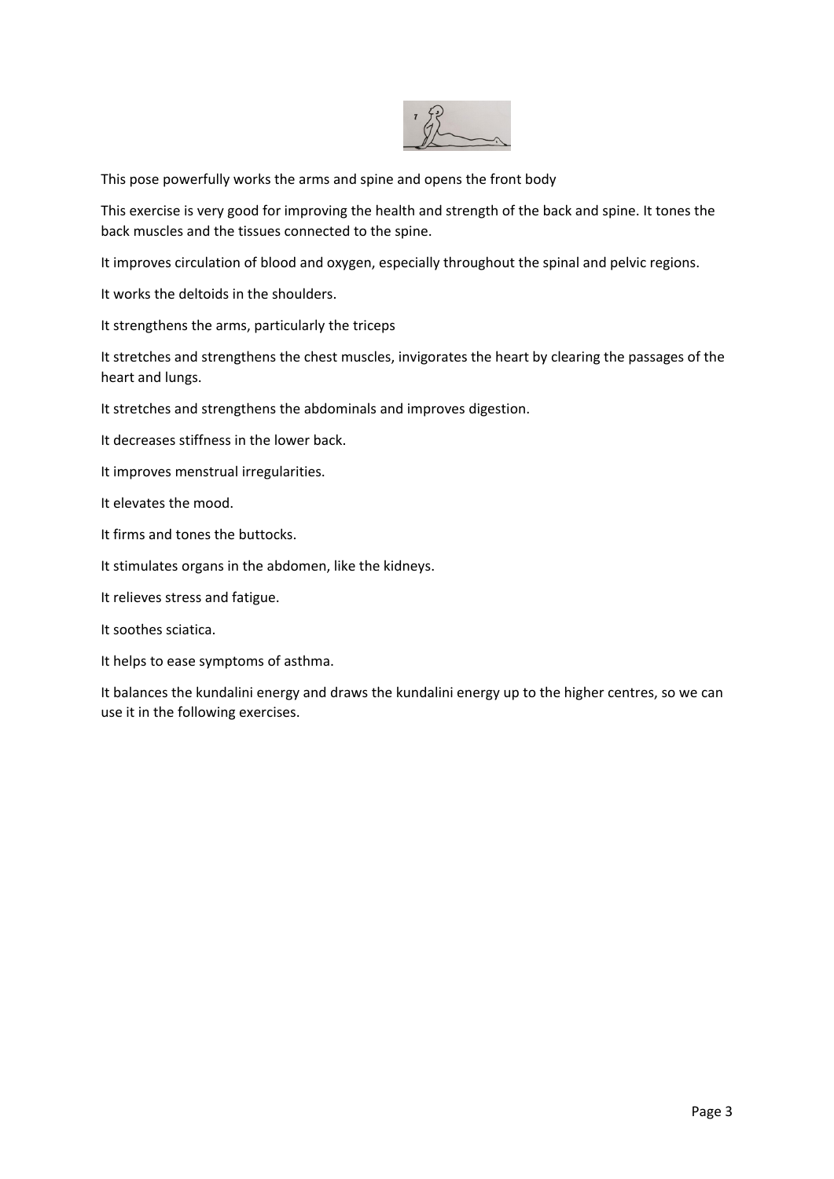This pose powerfully works the arms and spine and opens the front body

This exercise is very good for improving the health and strength of the back and spine. It tones the back muscles and the tissues connected to the spine.

It improves circulation of blood and oxygen, especially throughout the spinal and pelvic regions.

It works the deltoids in the shoulders.

It strengthens the arms, particularly the triceps

It stretches and strengthens the chest muscles, invigorates the heart by clearing the passages of the heart and lungs.

It stretches and strengthens the abdominals and improves digestion.

It decreases stiffness in the lower back.

It improves menstrual irregularities.

It elevates the mood.

It firms and tones the buttocks.

It stimulates organs in the abdomen, like the kidneys.

It relieves stress and fatigue.

It soothes sciatica.

It helps to ease symptoms of asthma.

It balances the kundalini energy and draws the kundalini energy up to the higher centres, so we can use it in the following exercises.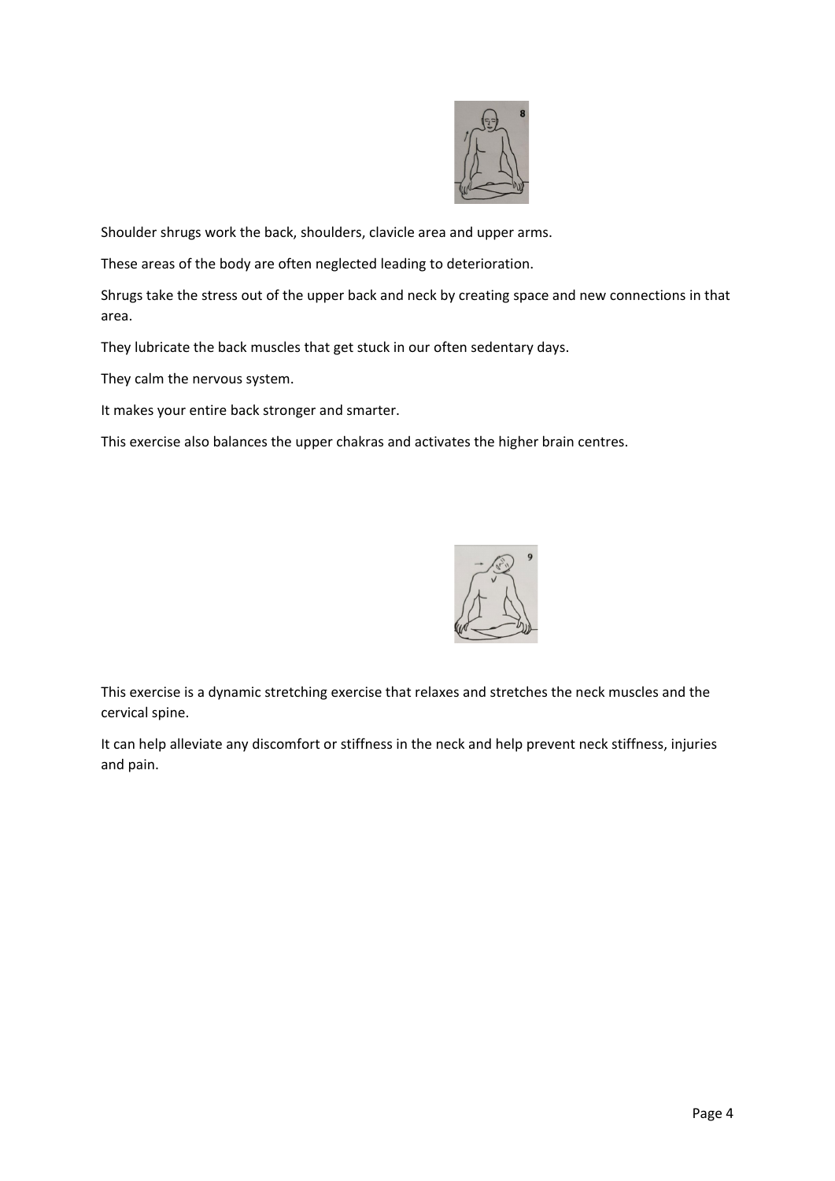Shoulder shrugs work the back, shoulders, clavicle area and upper arms.

These areas of the body are often neglected leading to deterioration.

Shrugs take the stress out of the upper back and neck by creating space and new connections in that area.

They lubricate the back muscles that get stuck in our often sedentary days.

They calm the nervous system.

It makes your entire back stronger and smarter.

This exercise also balances the upper chakras and activates the higher brain centres.

This exercise is a dynamic stretching exercise that relaxes and stretches the neck muscles and the cervical spine.

It can help alleviate any discomfort or stiffness in the neck and help prevent neck stiffness, injuries and pain.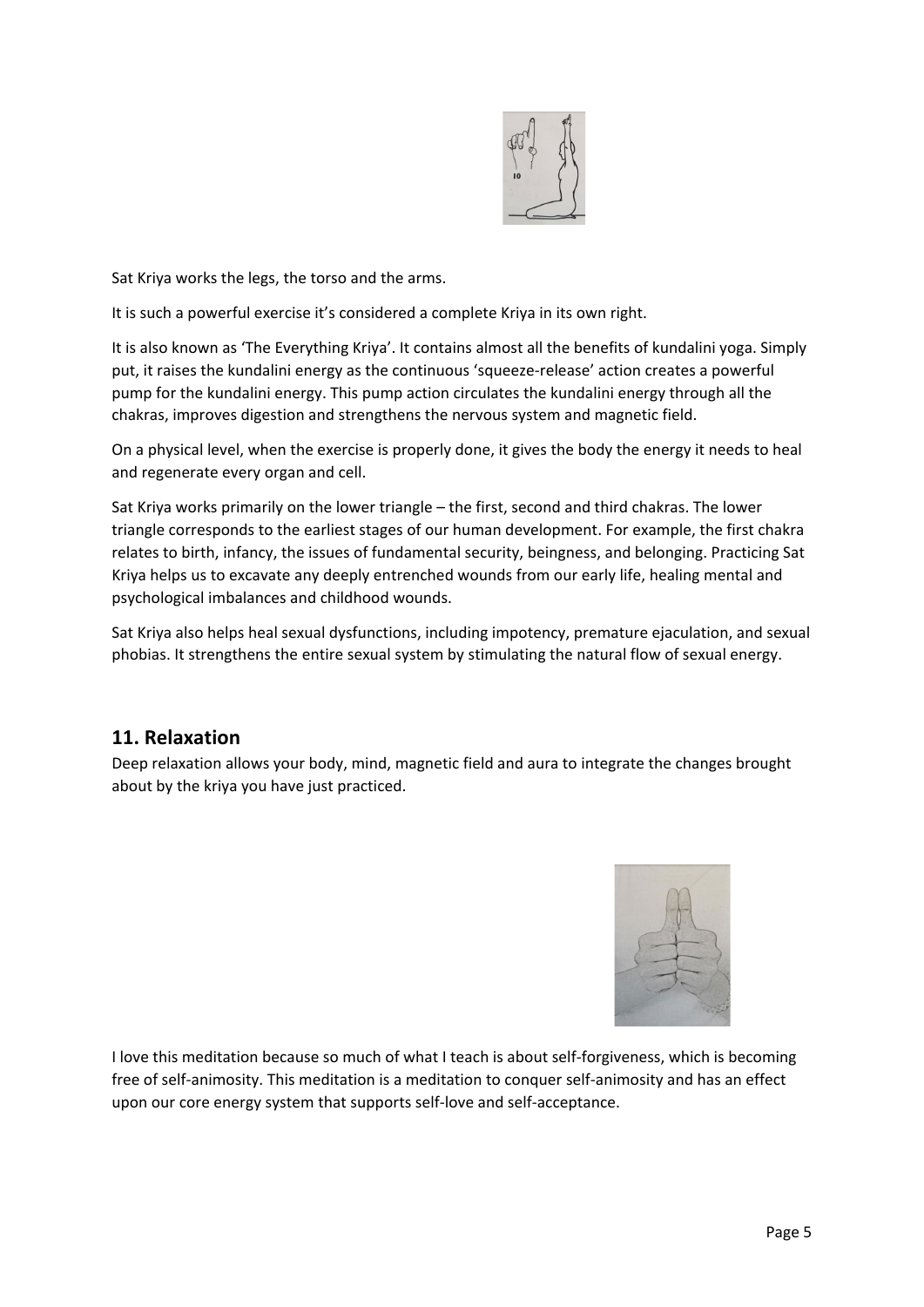Sat Kriya works the legs, the torso and the arms.

It is such a powerful exercise it's considered a complete Kriya in its own right.

It is also known as 'The Everything Kriya'. It contains almost all the benefits of kundalini yoga. Simply put, it raises the kundalini energy as the continuous 'squeeze-release' action creates a powerful pump for the kundalini energy. This pump action circulates the kundalini energy through all the chakras, improves digestion and strengthens the nervous system and magnetic field.

On a physical level, when the exercise is properly done, it gives the body the energy it needs to heal and regenerate every organ and cell.

Sat Kriya works primarily on the lower triangle – the first, second and third chakras. The lower triangle corresponds to the earliest stages of our human development. For example, the first chakra relates to birth, infancy, the issues of fundamental security, beingness, and belonging. Practicing Sat Kriya helps us to excavate any deeply entrenched wounds from our early life, healing mental and psychological imbalances and childhood wounds.

Sat Kriya also helps heal sexual dysfunctions, including impotency, premature ejaculation, and sexual phobias. It strengthens the entire sexual system by stimulating the natural flow of sexual energy.

## 11. Relaxation

Deep relaxation allows your body, mind, magnetic field and aura to integrate the changes brought about by the kriya you have just practiced.

I love this meditation because so much of what I teach is about self-forgiveness, which is becoming free of self-animosity. This meditation is a meditation to conquer self-animosity and has an effect upon our core energy system that supports self-love and self-acceptance.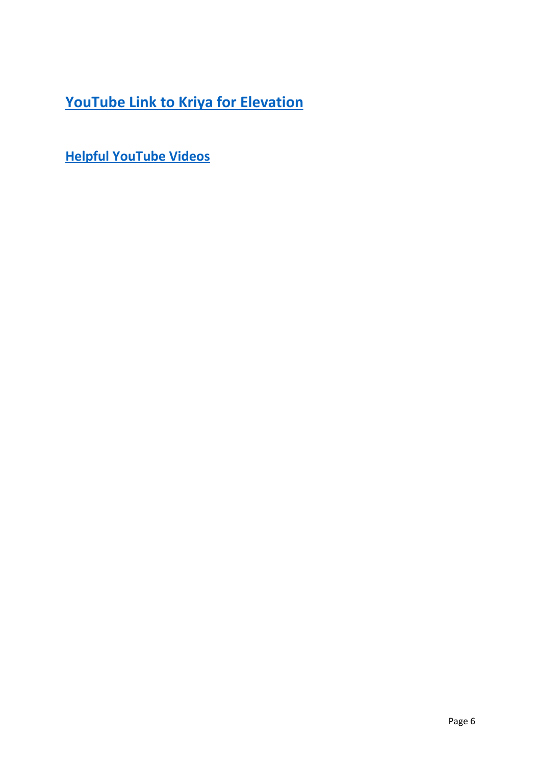**YouTube Link to Kriya for Elevation**

**Helpful YouTube Videos**